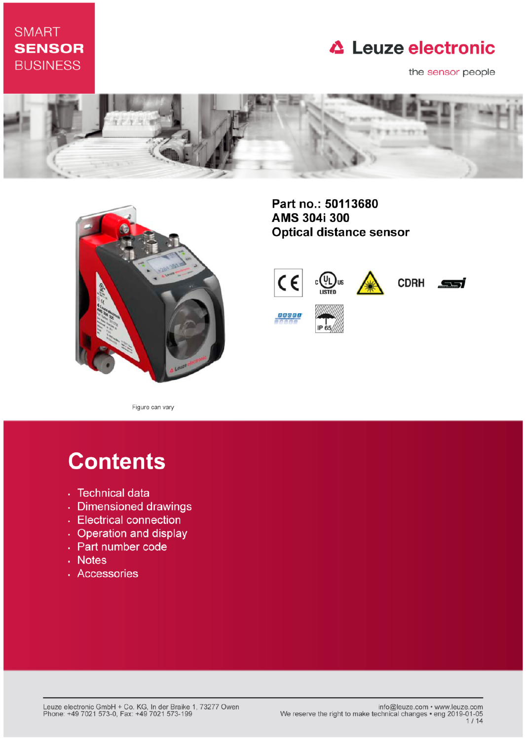SMART
**SENSOR**
BUSINESS

Leuze electronic

the sensor people

**Part no.: 50113680**
**AMS 304i 300**
**Optical distance sensor**

Figure can vary

# Contents

- Technical data
- Dimensioned drawings
- Electrical connection
- Operation and display
- Part number code
- Notes
- Accessories

Leuze electronic GmbH + Co. KG, In der Braike 1, 73277 Owen
Phone: +49 7021 573-0, Fax: +49 7021 573-199

info@leuze.com • www.leuze.com
We reserve the right to make technical changes • eng 2019-01-05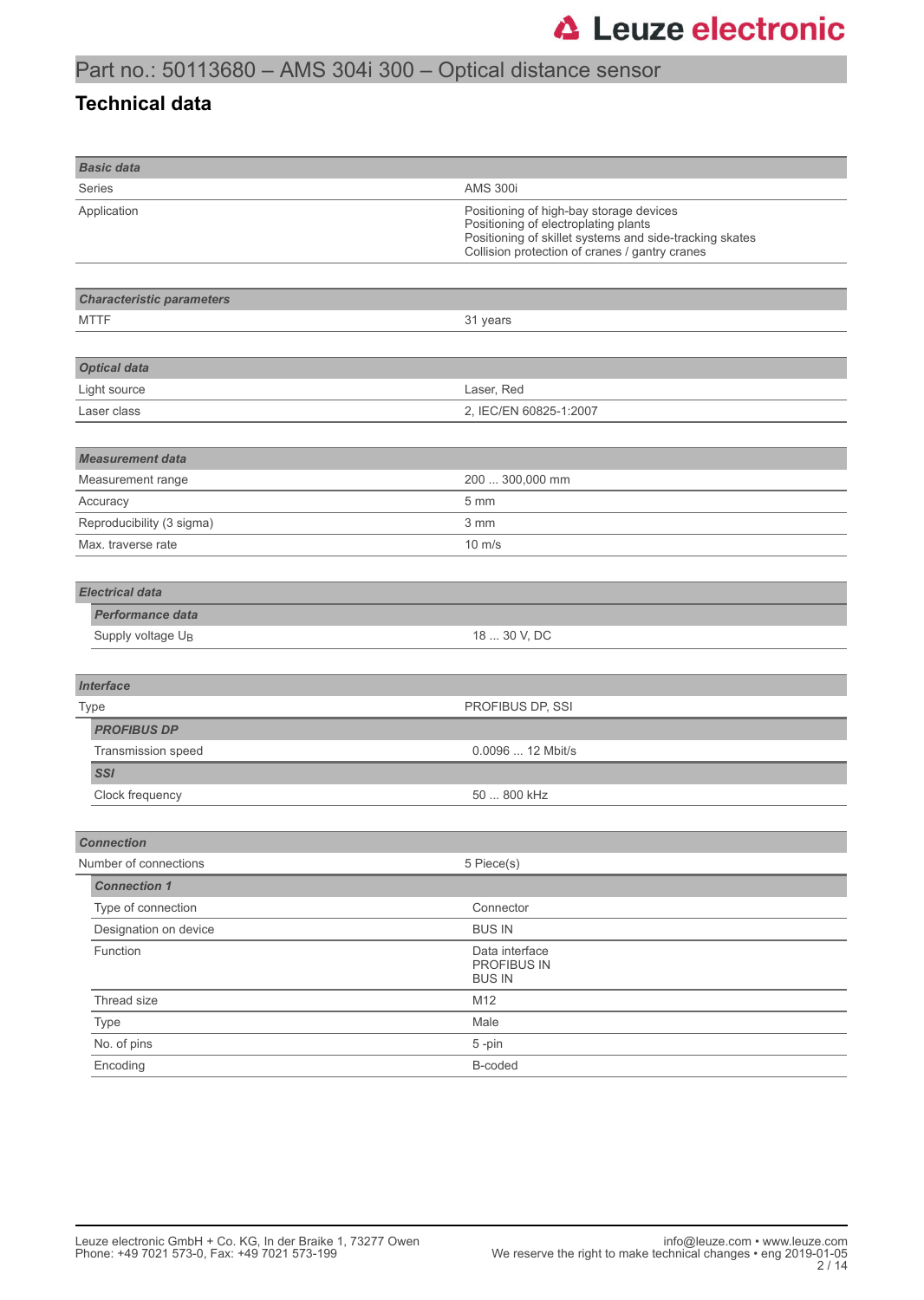# Part no.: 50113680 – AMS 304i 300 – Optical distance sensor

## Technical data

| **Basic data** | |
|---|---|
| Series | AMS 300i |
| Application | Positioning of high-bay storage devices<br>Positioning of electroplating plants<br>Positioning of skillet systems and side-tracking skates<br>Collision protection of cranes / gantry cranes |

| **Characteristic parameters** | |
|---|---|
| MTTF | 31 years |

| **Optical data** | |
|---|---|
| Light source | Laser, Red |
| Laser class | 2, IEC/EN 60825-1:2007 |

| **Measurement data** | |
|---|---|
| Measurement range | 200 ... 300,000 mm |
| Accuracy | 5 mm |
| Reproducibility (3 sigma) | 3 mm |
| Max. traverse rate | 10 m/s |

| **Electrical data** | |
|---|---|
| ***Performance data*** | |
| Supply voltage $U_B$ | 18 ... 30 V, DC |

| **Interface** | |
|---|---|
| Type | PROFIBUS DP, SSI |
| ***PROFIBUS DP*** | |
| Transmission speed | 0.0096 ... 12 Mbit/s |
| ***SSI*** | |
| Clock frequency | 50 ... 800 kHz |

| **Connection** | |
|---|---|
| Number of connections | 5 Piece(s) |
| ***Connection 1*** | |
| Type of connection | Connector |
| Designation on device | BUS IN |
| Function | Data interface<br>PROFIBUS IN<br>BUS IN |
| Thread size | M12 |
| Type | Male |
| No. of pins | 5 -pin |
| Encoding | B-coded |

Leuze electronic GmbH + Co. KG, In der Braike 1, 73277 Owen
Phone: +49 7021 573-0, Fax: +49 7021 573-199

info@leuze.com • www.leuze.com
We reserve the right to make technical changes • eng 2019-01-05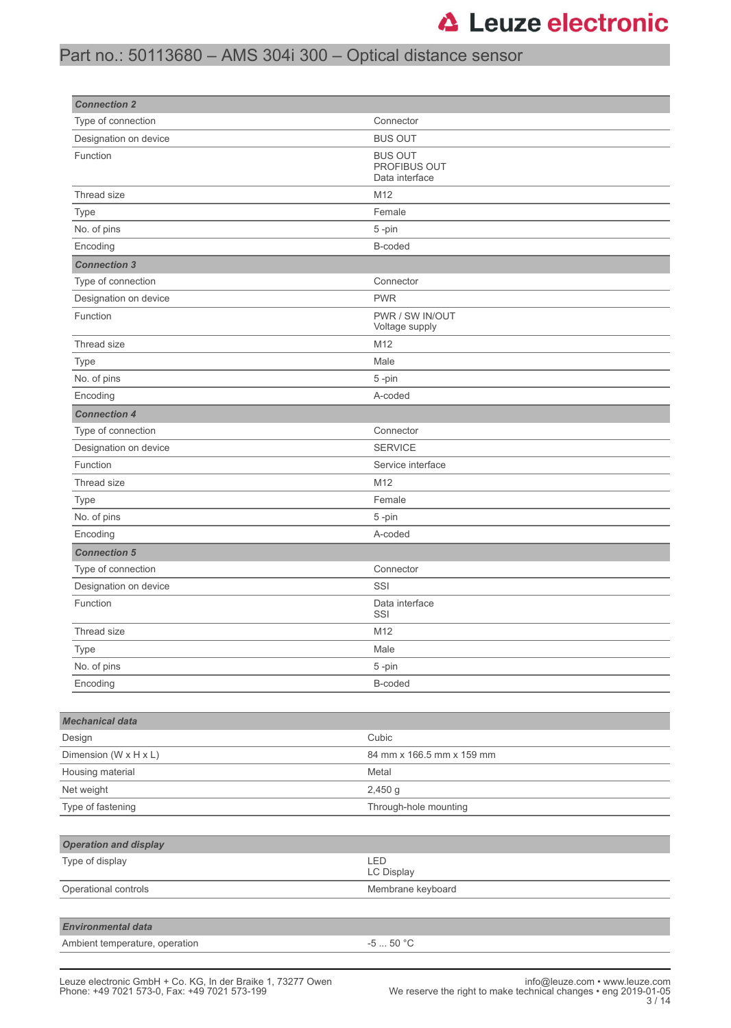| *Connection 2* | |
|---|---|
| Type of connection | Connector |
| Designation on device | BUS OUT |
| Function | BUS OUT<br>PROFIBUS OUT<br>Data interface |
| Thread size | M12 |
| Type | Female |
| No. of pins | 5 -pin |
| Encoding | B-coded |
| ***Connection 3*** | |
| Type of connection | Connector |
| Designation on device | PWR |
| Function | PWR / SW IN/OUT<br>Voltage supply |
| Thread size | M12 |
| Type | Male |
| No. of pins | 5 -pin |
| Encoding | A-coded |
| ***Connection 4*** | |
| Type of connection | Connector |
| Designation on device | SERVICE |
| Function | Service interface |
| Thread size | M12 |
| Type | Female |
| No. of pins | 5 -pin |
| Encoding | A-coded |
| ***Connection 5*** | |
| Type of connection | Connector |
| Designation on device | SSI |
| Function | Data interface<br>SSI |
| Thread size | M12 |
| Type | Male |
| No. of pins | 5 -pin |
| Encoding | B-coded |

| *Mechanical data* | |
|---|---|
| Design | Cubic |
| Dimension (W x H x L) | 84 mm x 166.5 mm x 159 mm |
| Housing material | Metal |
| Net weight | 2,450 g |
| Type of fastening | Through-hole mounting |

| *Operation and display* | |
|---|---|
| Type of display | LED<br>LC Display |
| Operational controls | Membrane keyboard |

| *Environmental data* | |
|---|---|
| Ambient temperature, operation | -5 ... 50 °C |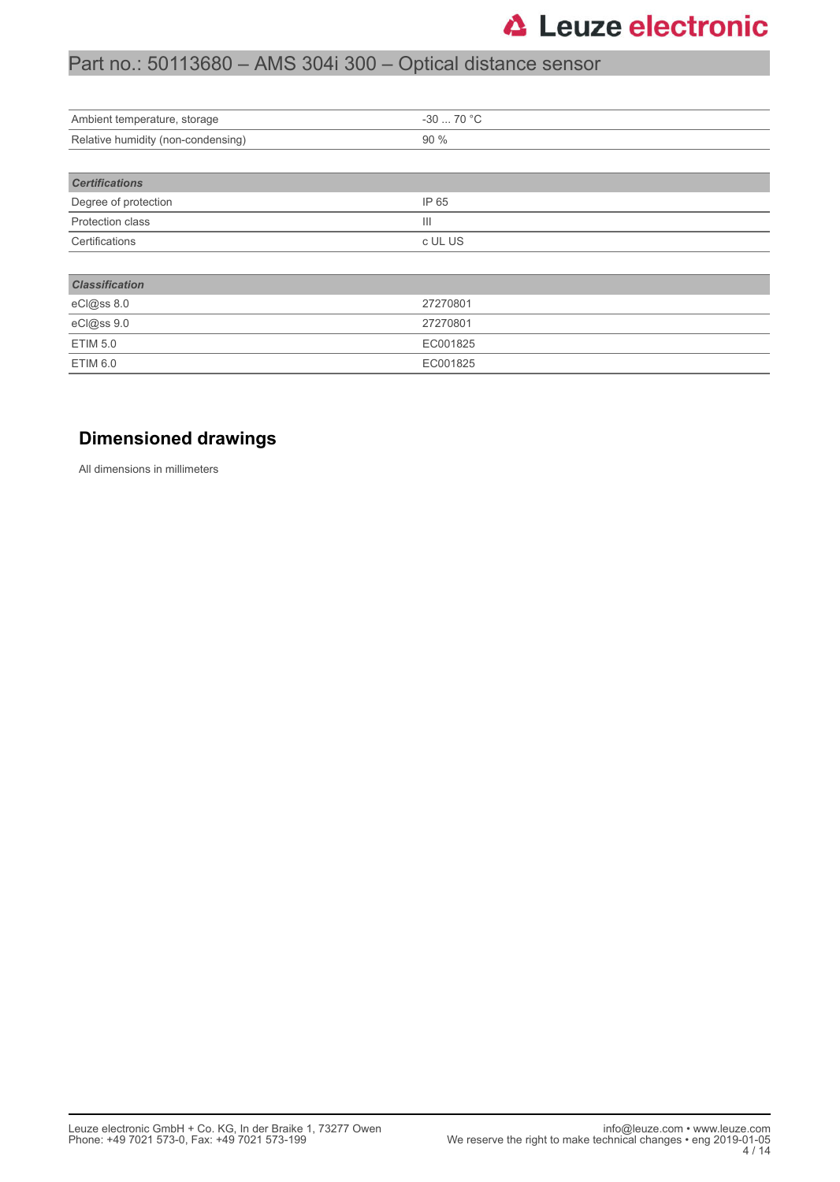| | |
|---|---|
| Ambient temperature, storage | -30 ... 70 °C |
| Relative humidity (non-condensing) | 90 % |

| ***Certifications*** | |
|---|---|
| Degree of protection | IP 65 |
| Protection class | III |
| Certifications | c UL US |

| ***Classification*** | |
|---|---|
| eCl@ss 8.0 | 27270801 |
| eCl@ss 9.0 | 27270801 |
| ETIM 5.0 | EC001825 |
| ETIM 6.0 | EC001825 |

## Dimensioned drawings

All dimensions in millimeters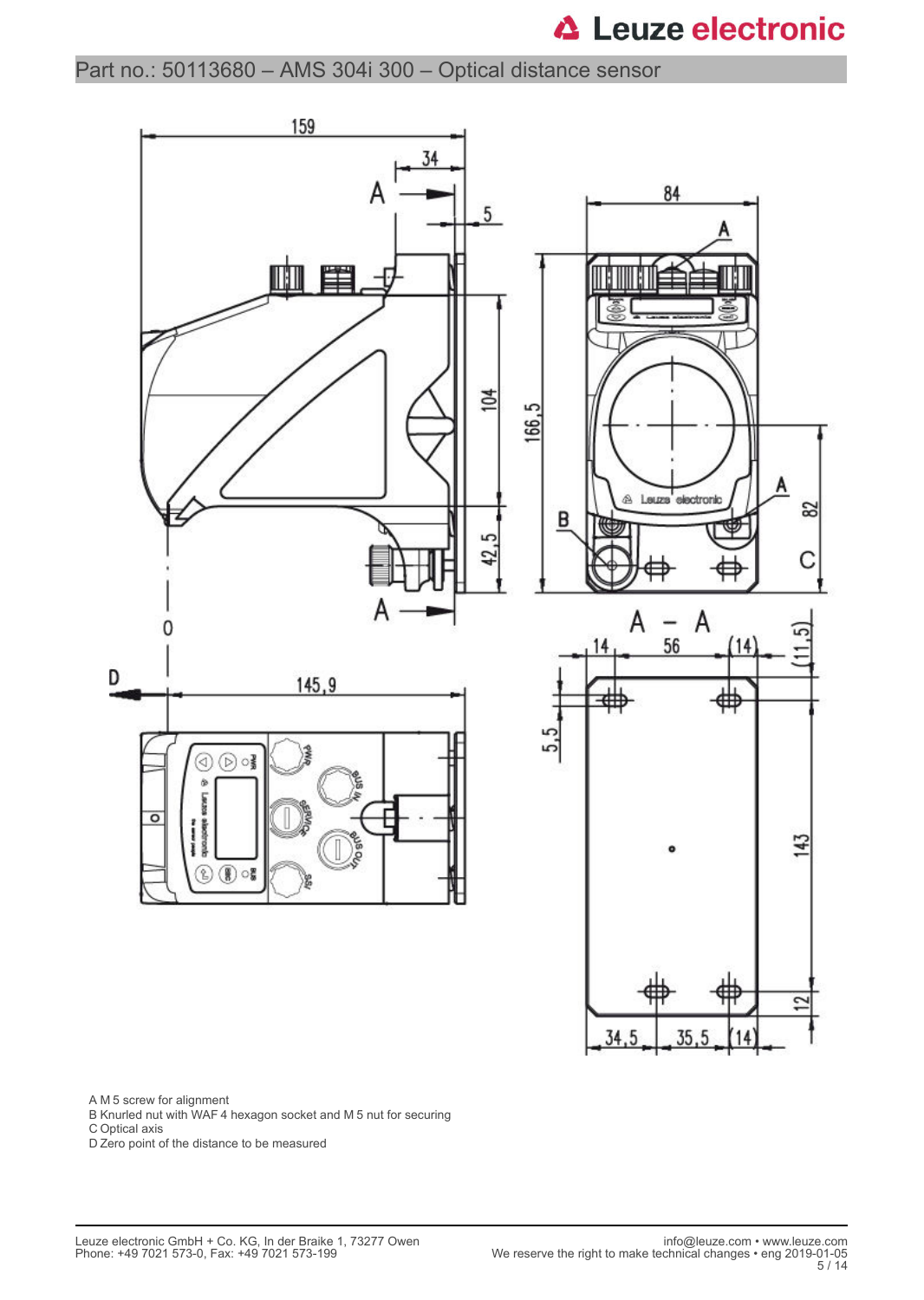Part no.: 50113680 – AMS 304i 300 – Optical distance sensor

A M 5 screw for alignment
B Knurled nut with WAF 4 hexagon socket and M 5 nut for securing
C Optical axis
D Zero point of the distance to be measured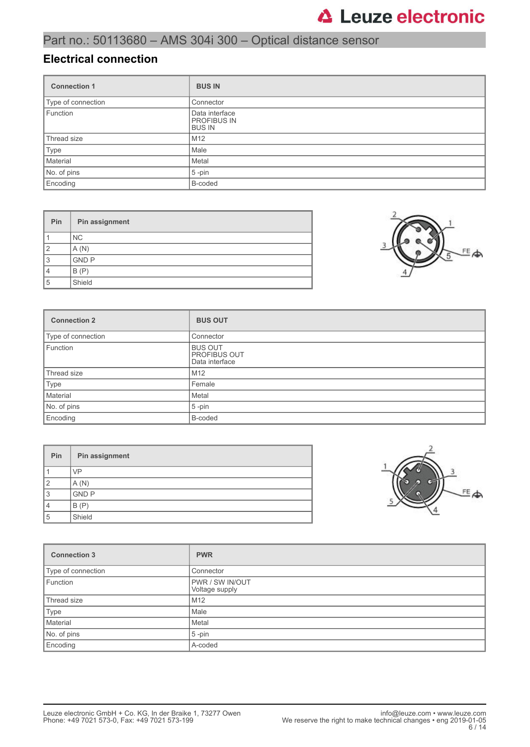# Part no.: 50113680 – AMS 304i 300 – Optical distance sensor

## Electrical connection

| Connection 1 | BUS IN |
|---|---|
| Type of connection | Connector |
| Function | Data interface<br>PROFIBUS IN<br>BUS IN |
| Thread size | M12 |
| Type | Male |
| Material | Metal |
| No. of pins | 5 -pin |
| Encoding | B-coded |

| Pin | Pin assignment |
|---|---|
| 1 | NC |
| 2 | A (N) |
| 3 | GND P |
| 4 | B (P) |
| 5 | Shield |

| Connection 2 | BUS OUT |
|---|---|
| Type of connection | Connector |
| Function | BUS OUT<br>PROFIBUS OUT<br>Data interface |
| Thread size | M12 |
| Type | Female |
| Material | Metal |
| No. of pins | 5 -pin |
| Encoding | B-coded |

| Pin | Pin assignment |
|---|---|
| 1 | VP |
| 2 | A (N) |
| 3 | GND P |
| 4 | B (P) |
| 5 | Shield |

| Connection 3 | PWR |
|---|---|
| Type of connection | Connector |
| Function | PWR / SW IN/OUT<br>Voltage supply |
| Thread size | M12 |
| Type | Male |
| Material | Metal |
| No. of pins | 5 -pin |
| Encoding | A-coded |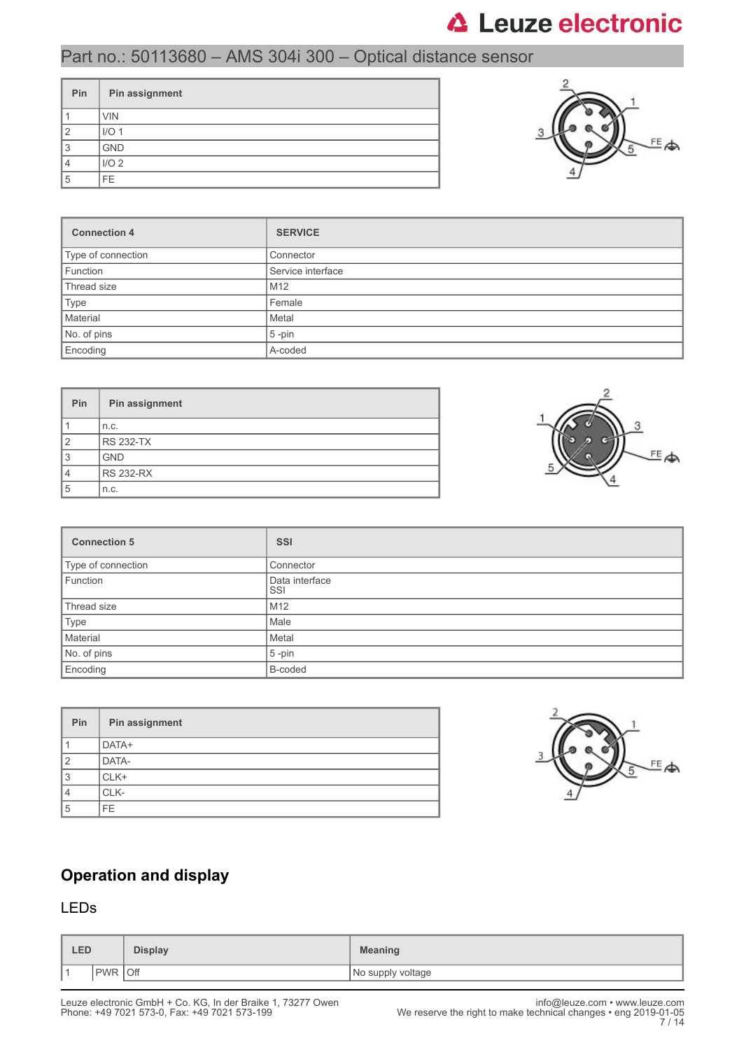## Part no.: 50113680 – AMS 304i 300 – Optical distance sensor

| Pin | Pin assignment |
|---|---|
| 1 | VIN |
| 2 | I/O 1 |
| 3 | GND |
| 4 | I/O 2 |
| 5 | FE |

| Connection 4 | SERVICE |
|---|---|
| Type of connection | Connector |
| Function | Service interface |
| Thread size | M12 |
| Type | Female |
| Material | Metal |
| No. of pins | 5 -pin |
| Encoding | A-coded |

| Pin | Pin assignment |
|---|---|
| 1 | n.c. |
| 2 | RS 232-TX |
| 3 | GND |
| 4 | RS 232-RX |
| 5 | n.c. |

| Connection 5 | SSI |
|---|---|
| Type of connection | Connector |
| Function | Data interface SSI |
| Thread size | M12 |
| Type | Male |
| Material | Metal |
| No. of pins | 5 -pin |
| Encoding | B-coded |

| Pin | Pin assignment |
|---|---|
| 1 | DATA+ |
| 2 | DATA- |
| 3 | CLK+ |
| 4 | CLK- |
| 5 | FE |

## Operation and display

### LEDs

| LED | | Display | Meaning |
|---|---|---|---|
| 1 | PWR | Off | No supply voltage |

Leuze electronic GmbH + Co. KG, In der Braike 1, 73277 Owen
Phone: +49 7021 573-0, Fax: +49 7021 573-199

info@leuze.com • www.leuze.com
We reserve the right to make technical changes • eng 2019-01-05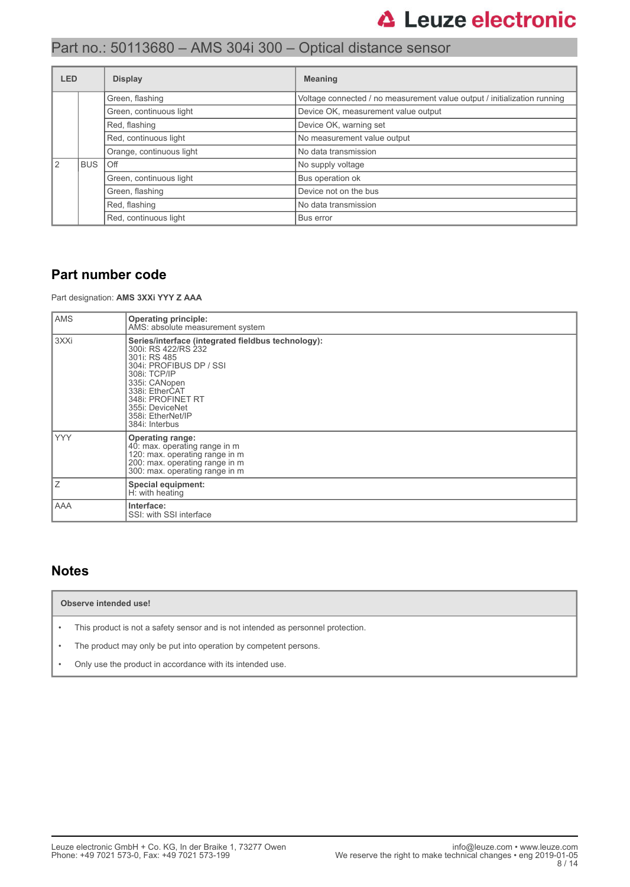Part no.: 50113680 – AMS 304i 300 – Optical distance sensor

| LED | | Display | Meaning |
|---|---|---|---|
| | | Green, flashing | Voltage connected / no measurement value output / initialization running |
| | | Green, continuous light | Device OK, measurement value output |
| | | Red, flashing | Device OK, warning set |
| | | Red, continuous light | No measurement value output |
| | | Orange, continuous light | No data transmission |
| 2 | BUS | Off | No supply voltage |
| | | Green, continuous light | Bus operation ok |
| | | Green, flashing | Device not on the bus |
| | | Red, flashing | No data transmission |
| | | Red, continuous light | Bus error |

## Part number code

Part designation: **AMS 3XXi YYY Z AAA**

| | |
|---|---|
| AMS | **Operating principle:**<br>AMS: absolute measurement system |
| 3XXi | **Series/interface (integrated fieldbus technology):**<br>300i: RS 422/RS 232<br>301i: RS 485<br>304i: PROFIBUS DP / SSI<br>308i: TCP/IP<br>335i: CANopen<br>338i: EtherCAT<br>348i: PROFINET RT<br>355i: DeviceNet<br>358i: EtherNet/IP<br>384i: Interbus |
| YYY | **Operating range:**<br>40: max. operating range in m<br>120: max. operating range in m<br>200: max. operating range in m<br>300: max. operating range in m |
| Z | **Special equipment:**<br>H: with heating |
| AAA | **Interface:**<br>SSI: with SSI interface |

## Notes

**Observe intended use!**

- This product is not a safety sensor and is not intended as personnel protection.
- The product may only be put into operation by competent persons.
- Only use the product in accordance with its intended use.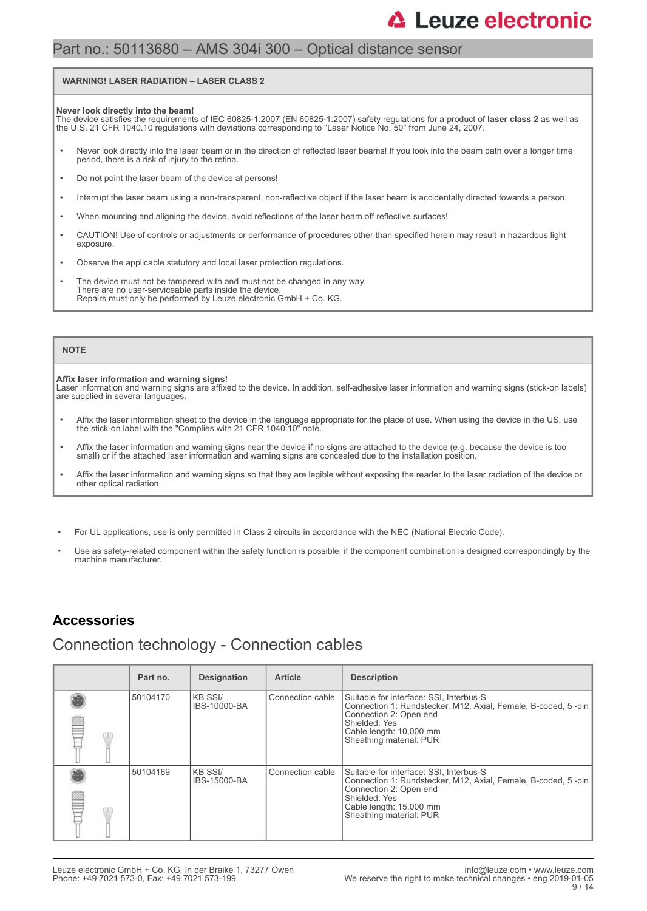# Part no.: 50113680 – AMS 304i 300 – Optical distance sensor

**WARNING! LASER RADIATION – LASER CLASS 2**

**Never look directly into the beam!**
The device satisfies the requirements of IEC 60825-1:2007 (EN 60825-1:2007) safety regulations for a product of **laser class 2** as well as the U.S. 21 CFR 1040.10 regulations with deviations corresponding to "Laser Notice No. 50" from June 24, 2007.

- Never look directly into the laser beam or in the direction of reflected laser beams! If you look into the beam path over a longer time period, there is a risk of injury to the retina.
- Do not point the laser beam of the device at persons!
- Interrupt the laser beam using a non-transparent, non-reflective object if the laser beam is accidentally directed towards a person.
- When mounting and aligning the device, avoid reflections of the laser beam off reflective surfaces!
- CAUTION! Use of controls or adjustments or performance of procedures other than specified herein may result in hazardous light exposure.
- Observe the applicable statutory and local laser protection regulations.
- The device must not be tampered with and must not be changed in any way.
  There are no user-serviceable parts inside the device.
  Repairs must only be performed by Leuze electronic GmbH + Co. KG.

**NOTE**

**Affix laser information and warning signs!**
Laser information and warning signs are affixed to the device. In addition, self-adhesive laser information and warning signs (stick-on labels) are supplied in several languages.

- Affix the laser information sheet to the device in the language appropriate for the place of use. When using the device in the US, use the stick-on label with the "Complies with 21 CFR 1040.10" note.
- Affix the laser information and warning signs near the device if no signs are attached to the device (e.g. because the device is too small) or if the attached laser information and warning signs are concealed due to the installation position.
- Affix the laser information and warning signs so that they are legible without exposing the reader to the laser radiation of the device or other optical radiation.

- For UL applications, use is only permitted in Class 2 circuits in accordance with the NEC (National Electric Code).
- Use as safety-related component within the safety function is possible, if the component combination is designed correspondingly by the machine manufacturer.

## Accessories

### Connection technology - Connection cables

| | Part no. | Designation | Article | Description |
|---|---|---|---|---|
| | 50104170 | KB SSI/ IBS-10000-BA | Connection cable | Suitable for interface: SSI, Interbus-S<br>Connection 1: Rundstecker, M12, Axial, Female, B-coded, 5 -pin<br>Connection 2: Open end<br>Shielded: Yes<br>Cable length: 10,000 mm<br>Sheathing material: PUR |
| | 50104169 | KB SSI/ IBS-15000-BA | Connection cable | Suitable for interface: SSI, Interbus-S<br>Connection 1: Rundstecker, M12, Axial, Female, B-coded, 5 -pin<br>Connection 2: Open end<br>Shielded: Yes<br>Cable length: 15,000 mm<br>Sheathing material: PUR |

Leuze electronic GmbH + Co. KG, In der Braike 1, 73277 Owen
Phone: +49 7021 573-0, Fax: +49 7021 573-199

info@leuze.com • www.leuze.com
We reserve the right to make technical changes • eng 2019-01-05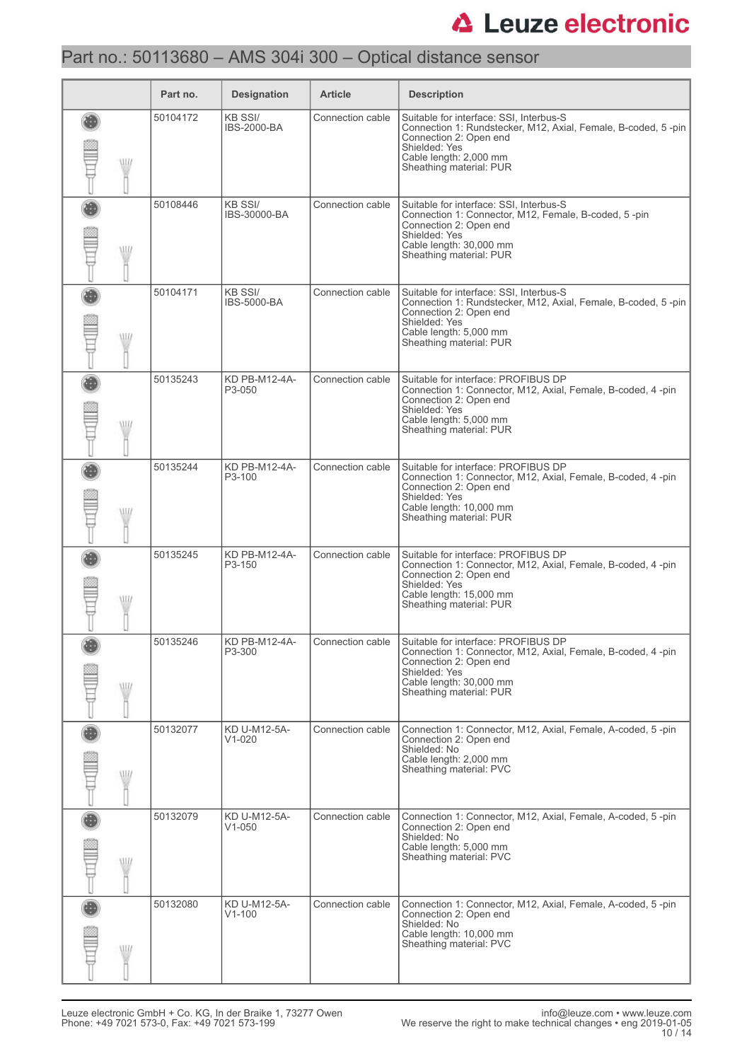# Part no.: 50113680 – AMS 304i 300 – Optical distance sensor

| | Part no. | Designation | Article | Description |
|---|---|---|---|---|
| | 50104172 | KB SSI/ IBS-2000-BA | Connection cable | Suitable for interface: SSI, Interbus-S<br>Connection 1: Rundstecker, M12, Axial, Female, B-coded, 5 -pin<br>Connection 2: Open end<br>Shielded: Yes<br>Cable length: 2,000 mm<br>Sheathing material: PUR |
| | 50108446 | KB SSI/ IBS-30000-BA | Connection cable | Suitable for interface: SSI, Interbus-S<br>Connection 1: Connector, M12, Female, B-coded, 5 -pin<br>Connection 2: Open end<br>Shielded: Yes<br>Cable length: 30,000 mm<br>Sheathing material: PUR |
| | 50104171 | KB SSI/ IBS-5000-BA | Connection cable | Suitable for interface: SSI, Interbus-S<br>Connection 1: Rundstecker, M12, Axial, Female, B-coded, 5 -pin<br>Connection 2: Open end<br>Shielded: Yes<br>Cable length: 5,000 mm<br>Sheathing material: PUR |
| | 50135243 | KD PB-M12-4A-P3-050 | Connection cable | Suitable for interface: PROFIBUS DP<br>Connection 1: Connector, M12, Axial, Female, B-coded, 4 -pin<br>Connection 2: Open end<br>Shielded: Yes<br>Cable length: 5,000 mm<br>Sheathing material: PUR |
| | 50135244 | KD PB-M12-4A-P3-100 | Connection cable | Suitable for interface: PROFIBUS DP<br>Connection 1: Connector, M12, Axial, Female, B-coded, 4 -pin<br>Connection 2: Open end<br>Shielded: Yes<br>Cable length: 10,000 mm<br>Sheathing material: PUR |
| | 50135245 | KD PB-M12-4A-P3-150 | Connection cable | Suitable for interface: PROFIBUS DP<br>Connection 1: Connector, M12, Axial, Female, B-coded, 4 -pin<br>Connection 2: Open end<br>Shielded: Yes<br>Cable length: 15,000 mm<br>Sheathing material: PUR |
| | 50135246 | KD PB-M12-4A-P3-300 | Connection cable | Suitable for interface: PROFIBUS DP<br>Connection 1: Connector, M12, Axial, Female, B-coded, 4 -pin<br>Connection 2: Open end<br>Shielded: Yes<br>Cable length: 30,000 mm<br>Sheathing material: PUR |
| | 50132077 | KD U-M12-5A-V1-020 | Connection cable | Connection 1: Connector, M12, Axial, Female, A-coded, 5 -pin<br>Connection 2: Open end<br>Shielded: No<br>Cable length: 2,000 mm<br>Sheathing material: PVC |
| | 50132079 | KD U-M12-5A-V1-050 | Connection cable | Connection 1: Connector, M12, Axial, Female, A-coded, 5 -pin<br>Connection 2: Open end<br>Shielded: No<br>Cable length: 5,000 mm<br>Sheathing material: PVC |
| | 50132080 | KD U-M12-5A-V1-100 | Connection cable | Connection 1: Connector, M12, Axial, Female, A-coded, 5 -pin<br>Connection 2: Open end<br>Shielded: No<br>Cable length: 10,000 mm<br>Sheathing material: PVC |

Leuze electronic GmbH + Co. KG, In der Braike 1, 73277 Owen
Phone: +49 7021 573-0, Fax: +49 7021 573-199

info@leuze.com • www.leuze.com
We reserve the right to make technical changes • eng 2019-01-05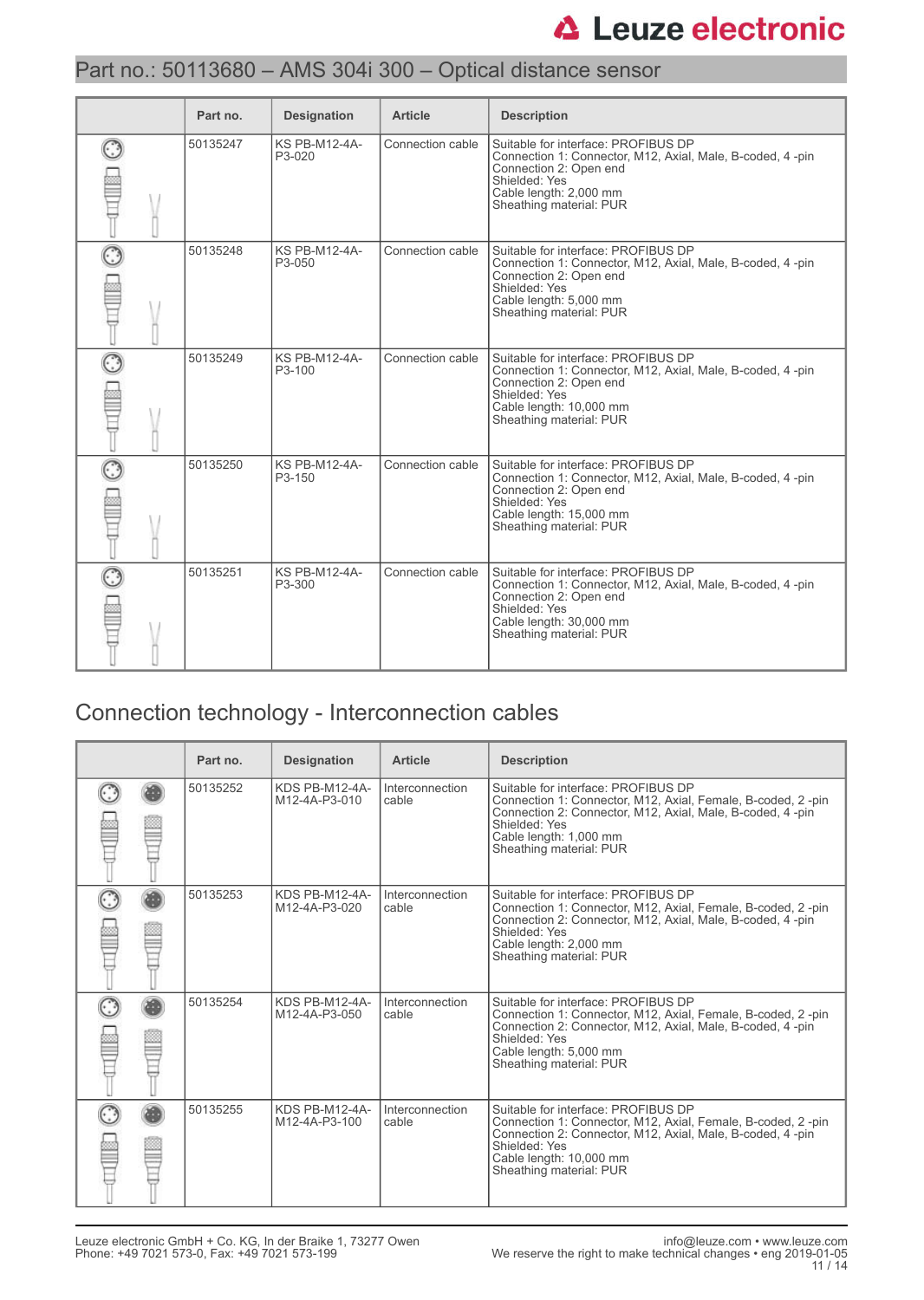## Part no.: 50113680 – AMS 304i 300 – Optical distance sensor

| | Part no. | Designation | Article | Description |
|---|---|---|---|---|
| | 50135247 | KS PB-M12-4A-P3-020 | Connection cable | Suitable for interface: PROFIBUS DP<br>Connection 1: Connector, M12, Axial, Male, B-coded, 4 -pin<br>Connection 2: Open end<br>Shielded: Yes<br>Cable length: 2,000 mm<br>Sheathing material: PUR |
| | 50135248 | KS PB-M12-4A-P3-050 | Connection cable | Suitable for interface: PROFIBUS DP<br>Connection 1: Connector, M12, Axial, Male, B-coded, 4 -pin<br>Connection 2: Open end<br>Shielded: Yes<br>Cable length: 5,000 mm<br>Sheathing material: PUR |
| | 50135249 | KS PB-M12-4A-P3-100 | Connection cable | Suitable for interface: PROFIBUS DP<br>Connection 1: Connector, M12, Axial, Male, B-coded, 4 -pin<br>Connection 2: Open end<br>Shielded: Yes<br>Cable length: 10,000 mm<br>Sheathing material: PUR |
| | 50135250 | KS PB-M12-4A-P3-150 | Connection cable | Suitable for interface: PROFIBUS DP<br>Connection 1: Connector, M12, Axial, Male, B-coded, 4 -pin<br>Connection 2: Open end<br>Shielded: Yes<br>Cable length: 15,000 mm<br>Sheathing material: PUR |
| | 50135251 | KS PB-M12-4A-P3-300 | Connection cable | Suitable for interface: PROFIBUS DP<br>Connection 1: Connector, M12, Axial, Male, B-coded, 4 -pin<br>Connection 2: Open end<br>Shielded: Yes<br>Cable length: 30,000 mm<br>Sheathing material: PUR |

## Connection technology - Interconnection cables

| | Part no. | Designation | Article | Description |
|---|---|---|---|---|
| | 50135252 | KDS PB-M12-4A-M12-4A-P3-010 | Interconnection cable | Suitable for interface: PROFIBUS DP<br>Connection 1: Connector, M12, Axial, Female, B-coded, 2 -pin<br>Connection 2: Connector, M12, Axial, Male, B-coded, 4 -pin<br>Shielded: Yes<br>Cable length: 1,000 mm<br>Sheathing material: PUR |
| | 50135253 | KDS PB-M12-4A-M12-4A-P3-020 | Interconnection cable | Suitable for interface: PROFIBUS DP<br>Connection 1: Connector, M12, Axial, Female, B-coded, 2 -pin<br>Connection 2: Connector, M12, Axial, Male, B-coded, 4 -pin<br>Shielded: Yes<br>Cable length: 2,000 mm<br>Sheathing material: PUR |
| | 50135254 | KDS PB-M12-4A-M12-4A-P3-050 | Interconnection cable | Suitable for interface: PROFIBUS DP<br>Connection 1: Connector, M12, Axial, Female, B-coded, 2 -pin<br>Connection 2: Connector, M12, Axial, Male, B-coded, 4 -pin<br>Shielded: Yes<br>Cable length: 5,000 mm<br>Sheathing material: PUR |
| | 50135255 | KDS PB-M12-4A-M12-4A-P3-100 | Interconnection cable | Suitable for interface: PROFIBUS DP<br>Connection 1: Connector, M12, Axial, Female, B-coded, 2 -pin<br>Connection 2: Connector, M12, Axial, Male, B-coded, 4 -pin<br>Shielded: Yes<br>Cable length: 10,000 mm<br>Sheathing material: PUR |

Leuze electronic GmbH + Co. KG, In der Braike 1, 73277 Owen
Phone: +49 7021 573-0, Fax: +49 7021 573-199

info@leuze.com • www.leuze.com
We reserve the right to make technical changes • eng 2019-01-05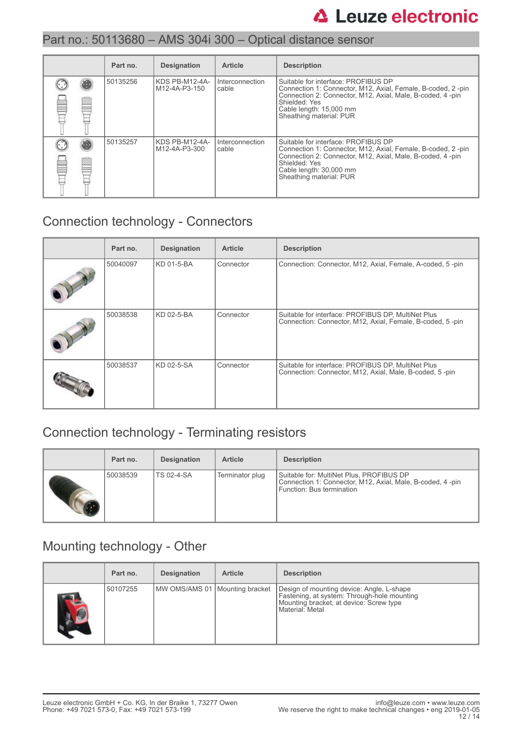Part no.: 50113680 – AMS 304i 300 – Optical distance sensor

| | Part no. | Designation | Article | Description |
|---|---|---|---|---|
| | 50135256 | KDS PB-M12-4A-M12-4A-P3-150 | Interconnection cable | Suitable for interface: PROFIBUS DP<br>Connection 1: Connector, M12, Axial, Female, B-coded, 2 -pin<br>Connection 2: Connector, M12, Axial, Male, B-coded, 4 -pin<br>Shielded: Yes<br>Cable length: 15,000 mm<br>Sheathing material: PUR |
| | 50135257 | KDS PB-M12-4A-M12-4A-P3-300 | Interconnection cable | Suitable for interface: PROFIBUS DP<br>Connection 1: Connector, M12, Axial, Female, B-coded, 2 -pin<br>Connection 2: Connector, M12, Axial, Male, B-coded, 4 -pin<br>Shielded: Yes<br>Cable length: 30,000 mm<br>Sheathing material: PUR |

## Connection technology - Connectors

| | Part no. | Designation | Article | Description |
|---|---|---|---|---|
| | 50040097 | KD 01-5-BA | Connector | Connection: Connector, M12, Axial, Female, A-coded, 5 -pin |
| | 50038538 | KD 02-5-BA | Connector | Suitable for interface: PROFIBUS DP, MultiNet Plus<br>Connection: Connector, M12, Axial, Female, B-coded, 5 -pin |
| | 50038537 | KD 02-5-SA | Connector | Suitable for interface: PROFIBUS DP, MultiNet Plus<br>Connection: Connector, M12, Axial, Male, B-coded, 5 -pin |

## Connection technology - Terminating resistors

| | Part no. | Designation | Article | Description |
|---|---|---|---|---|
| | 50038539 | TS 02-4-SA | Terminator plug | Suitable for: MultiNet Plus, PROFIBUS DP<br>Connection 1: Connector, M12, Axial, Male, B-coded, 4 -pin<br>Function: Bus termination |

## Mounting technology - Other

| | Part no. | Designation | Article | Description |
|---|---|---|---|---|
| | 50107255 | MW OMS/AMS 01 | Mounting bracket | Design of mounting device: Angle, L-shape<br>Fastening, at system: Through-hole mounting<br>Mounting bracket, at device: Screw type<br>Material: Metal |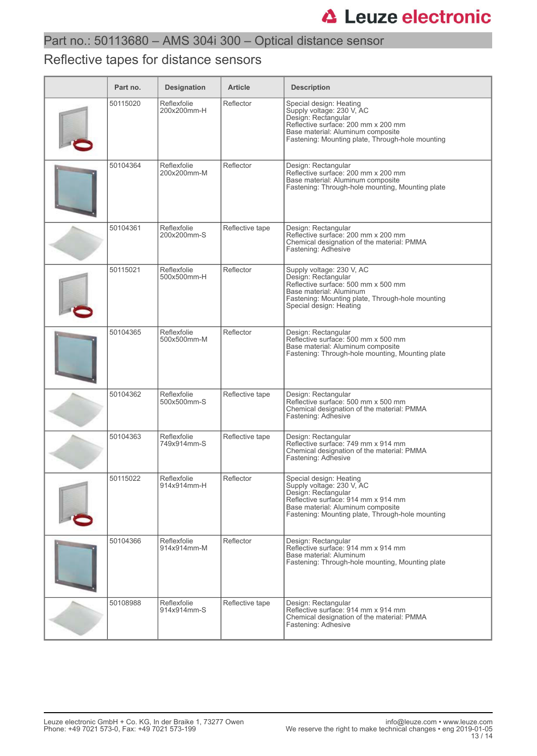## Part no.: 50113680 – AMS 304i 300 – Optical distance sensor

## Reflective tapes for distance sensors

| | Part no. | Designation | Article | Description |
|---|---|---|---|---|
| | 50115020 | Reflexfolie 200x200mm-H | Reflector | Special design: Heating<br>Supply voltage: 230 V, AC<br>Design: Rectangular<br>Reflective surface: 200 mm x 200 mm<br>Base material: Aluminum composite<br>Fastening: Mounting plate, Through-hole mounting |
| | 50104364 | Reflexfolie 200x200mm-M | Reflector | Design: Rectangular<br>Reflective surface: 200 mm x 200 mm<br>Base material: Aluminum composite<br>Fastening: Through-hole mounting, Mounting plate |
| | 50104361 | Reflexfolie 200x200mm-S | Reflective tape | Design: Rectangular<br>Reflective surface: 200 mm x 200 mm<br>Chemical designation of the material: PMMA<br>Fastening: Adhesive |
| | 50115021 | Reflexfolie 500x500mm-H | Reflector | Supply voltage: 230 V, AC<br>Design: Rectangular<br>Reflective surface: 500 mm x 500 mm<br>Base material: Aluminum<br>Fastening: Mounting plate, Through-hole mounting<br>Special design: Heating |
| | 50104365 | Reflexfolie 500x500mm-M | Reflector | Design: Rectangular<br>Reflective surface: 500 mm x 500 mm<br>Base material: Aluminum composite<br>Fastening: Through-hole mounting, Mounting plate |
| | 50104362 | Reflexfolie 500x500mm-S | Reflective tape | Design: Rectangular<br>Reflective surface: 500 mm x 500 mm<br>Chemical designation of the material: PMMA<br>Fastening: Adhesive |
| | 50104363 | Reflexfolie 749x914mm-S | Reflective tape | Design: Rectangular<br>Reflective surface: 749 mm x 914 mm<br>Chemical designation of the material: PMMA<br>Fastening: Adhesive |
| | 50115022 | Reflexfolie 914x914mm-H | Reflector | Special design: Heating<br>Supply voltage: 230 V, AC<br>Design: Rectangular<br>Reflective surface: 914 mm x 914 mm<br>Base material: Aluminum composite<br>Fastening: Mounting plate, Through-hole mounting |
| | 50104366 | Reflexfolie 914x914mm-M | Reflector | Design: Rectangular<br>Reflective surface: 914 mm x 914 mm<br>Base material: Aluminum<br>Fastening: Through-hole mounting, Mounting plate |
| | 50108988 | Reflexfolie 914x914mm-S | Reflective tape | Design: Rectangular<br>Reflective surface: 914 mm x 914 mm<br>Chemical designation of the material: PMMA<br>Fastening: Adhesive |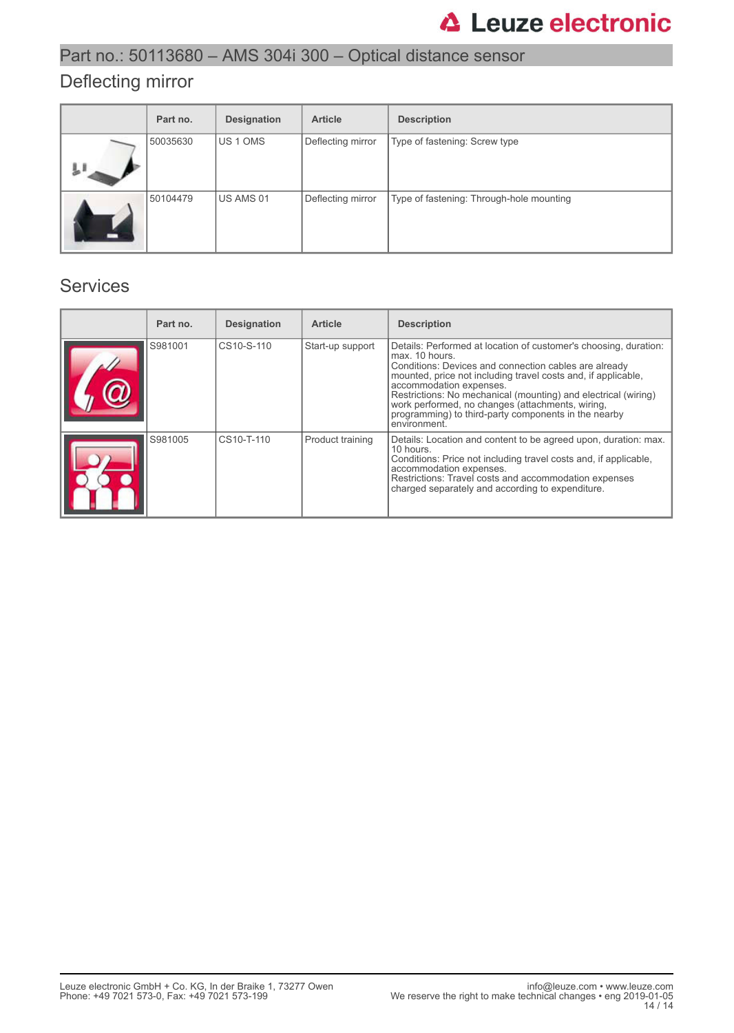Part no.: 50113680 – AMS 304i 300 – Optical distance sensor

## Deflecting mirror

| | Part no. | Designation | Article | Description |
|---|---|---|---|---|
| | 50035630 | US 1 OMS | Deflecting mirror | Type of fastening: Screw type |
| | 50104479 | US AMS 01 | Deflecting mirror | Type of fastening: Through-hole mounting |

## Services

| | Part no. | Designation | Article | Description |
|---|---|---|---|---|
| | S981001 | CS10-S-110 | Start-up support | Details: Performed at location of customer's choosing, duration: max. 10 hours.<br>Conditions: Devices and connection cables are already mounted, price not including travel costs and, if applicable, accommodation expenses.<br>Restrictions: No mechanical (mounting) and electrical (wiring) work performed, no changes (attachments, wiring, programming) to third-party components in the nearby environment. |
| | S981005 | CS10-T-110 | Product training | Details: Location and content to be agreed upon, duration: max. 10 hours.<br>Conditions: Price not including travel costs and, if applicable, accommodation expenses.<br>Restrictions: Travel costs and accommodation expenses charged separately and according to expenditure. |